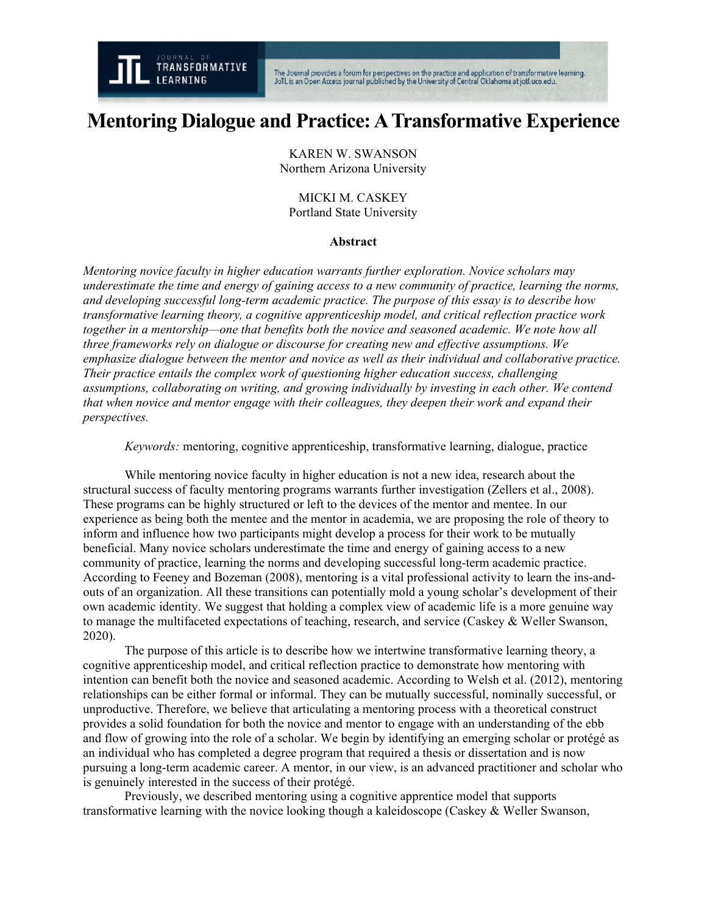# Mentoring Dialogue and Practice: A Transformative Experience

KAREN W. SWANSON
Northern Arizona University

MICKI M. CASKEY
Portland State University

**Abstract**

*Mentoring novice faculty in higher education warrants further exploration. Novice scholars may underestimate the time and energy of gaining access to a new community of practice, learning the norms, and developing successful long-term academic practice. The purpose of this essay is to describe how transformative learning theory, a cognitive apprenticeship model, and critical reflection practice work together in a mentorship—one that benefits both the novice and seasoned academic. We note how all three frameworks rely on dialogue or discourse for creating new and effective assumptions. We emphasize dialogue between the mentor and novice as well as their individual and collaborative practice. Their practice entails the complex work of questioning higher education success, challenging assumptions, collaborating on writing, and growing individually by investing in each other. We contend that when novice and mentor engage with their colleagues, they deepen their work and expand their perspectives.*

*Keywords:* mentoring, cognitive apprenticeship, transformative learning, dialogue, practice

While mentoring novice faculty in higher education is not a new idea, research about the structural success of faculty mentoring programs warrants further investigation (Zellers et al., 2008). These programs can be highly structured or left to the devices of the mentor and mentee. In our experience as being both the mentee and the mentor in academia, we are proposing the role of theory to inform and influence how two participants might develop a process for their work to be mutually beneficial. Many novice scholars underestimate the time and energy of gaining access to a new community of practice, learning the norms and developing successful long-term academic practice. According to Feeney and Bozeman (2008), mentoring is a vital professional activity to learn the ins-and-outs of an organization. All these transitions can potentially mold a young scholar's development of their own academic identity. We suggest that holding a complex view of academic life is a more genuine way to manage the multifaceted expectations of teaching, research, and service (Caskey & Weller Swanson, 2020).

The purpose of this article is to describe how we intertwine transformative learning theory, a cognitive apprenticeship model, and critical reflection practice to demonstrate how mentoring with intention can benefit both the novice and seasoned academic. According to Welsh et al. (2012), mentoring relationships can be either formal or informal. They can be mutually successful, nominally successful, or unproductive. Therefore, we believe that articulating a mentoring process with a theoretical construct provides a solid foundation for both the novice and mentor to engage with an understanding of the ebb and flow of growing into the role of a scholar. We begin by identifying an emerging scholar or protégé as an individual who has completed a degree program that required a thesis or dissertation and is now pursuing a long-term academic career. A mentor, in our view, is an advanced practitioner and scholar who is genuinely interested in the success of their protégé.

Previously, we described mentoring using a cognitive apprentice model that supports transformative learning with the novice looking though a kaleidoscope (Caskey & Weller Swanson,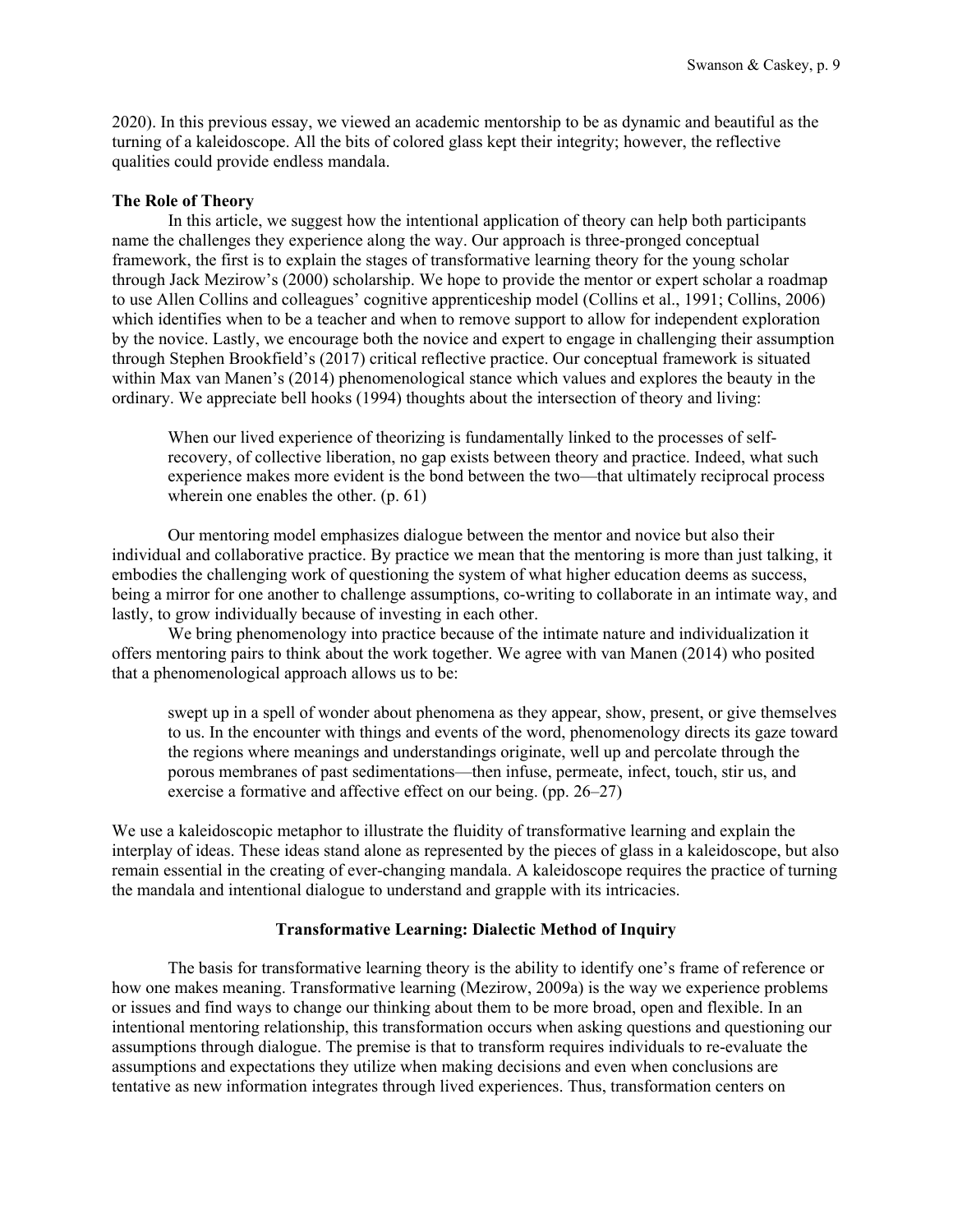2020). In this previous essay, we viewed an academic mentorship to be as dynamic and beautiful as the turning of a kaleidoscope. All the bits of colored glass kept their integrity; however, the reflective qualities could provide endless mandala.

**The Role of Theory**

In this article, we suggest how the intentional application of theory can help both participants name the challenges they experience along the way. Our approach is three-pronged conceptual framework, the first is to explain the stages of transformative learning theory for the young scholar through Jack Mezirow's (2000) scholarship. We hope to provide the mentor or expert scholar a roadmap to use Allen Collins and colleagues' cognitive apprenticeship model (Collins et al., 1991; Collins, 2006) which identifies when to be a teacher and when to remove support to allow for independent exploration by the novice. Lastly, we encourage both the novice and expert to engage in challenging their assumption through Stephen Brookfield's (2017) critical reflective practice. Our conceptual framework is situated within Max van Manen's (2014) phenomenological stance which values and explores the beauty in the ordinary. We appreciate bell hooks (1994) thoughts about the intersection of theory and living:

> When our lived experience of theorizing is fundamentally linked to the processes of self-recovery, of collective liberation, no gap exists between theory and practice. Indeed, what such experience makes more evident is the bond between the two—that ultimately reciprocal process wherein one enables the other. (p. 61)

Our mentoring model emphasizes dialogue between the mentor and novice but also their individual and collaborative practice. By practice we mean that the mentoring is more than just talking, it embodies the challenging work of questioning the system of what higher education deems as success, being a mirror for one another to challenge assumptions, co-writing to collaborate in an intimate way, and lastly, to grow individually because of investing in each other.

We bring phenomenology into practice because of the intimate nature and individualization it offers mentoring pairs to think about the work together. We agree with van Manen (2014) who posited that a phenomenological approach allows us to be:

> swept up in a spell of wonder about phenomena as they appear, show, present, or give themselves to us. In the encounter with things and events of the word, phenomenology directs its gaze toward the regions where meanings and understandings originate, well up and percolate through the porous membranes of past sedimentations—then infuse, permeate, infect, touch, stir us, and exercise a formative and affective effect on our being. (pp. 26–27)

We use a kaleidoscopic metaphor to illustrate the fluidity of transformative learning and explain the interplay of ideas. These ideas stand alone as represented by the pieces of glass in a kaleidoscope, but also remain essential in the creating of ever-changing mandala. A kaleidoscope requires the practice of turning the mandala and intentional dialogue to understand and grapple with its intricacies.

## Transformative Learning: Dialectic Method of Inquiry

The basis for transformative learning theory is the ability to identify one's frame of reference or how one makes meaning. Transformative learning (Mezirow, 2009a) is the way we experience problems or issues and find ways to change our thinking about them to be more broad, open and flexible. In an intentional mentoring relationship, this transformation occurs when asking questions and questioning our assumptions through dialogue. The premise is that to transform requires individuals to re-evaluate the assumptions and expectations they utilize when making decisions and even when conclusions are tentative as new information integrates through lived experiences. Thus, transformation centers on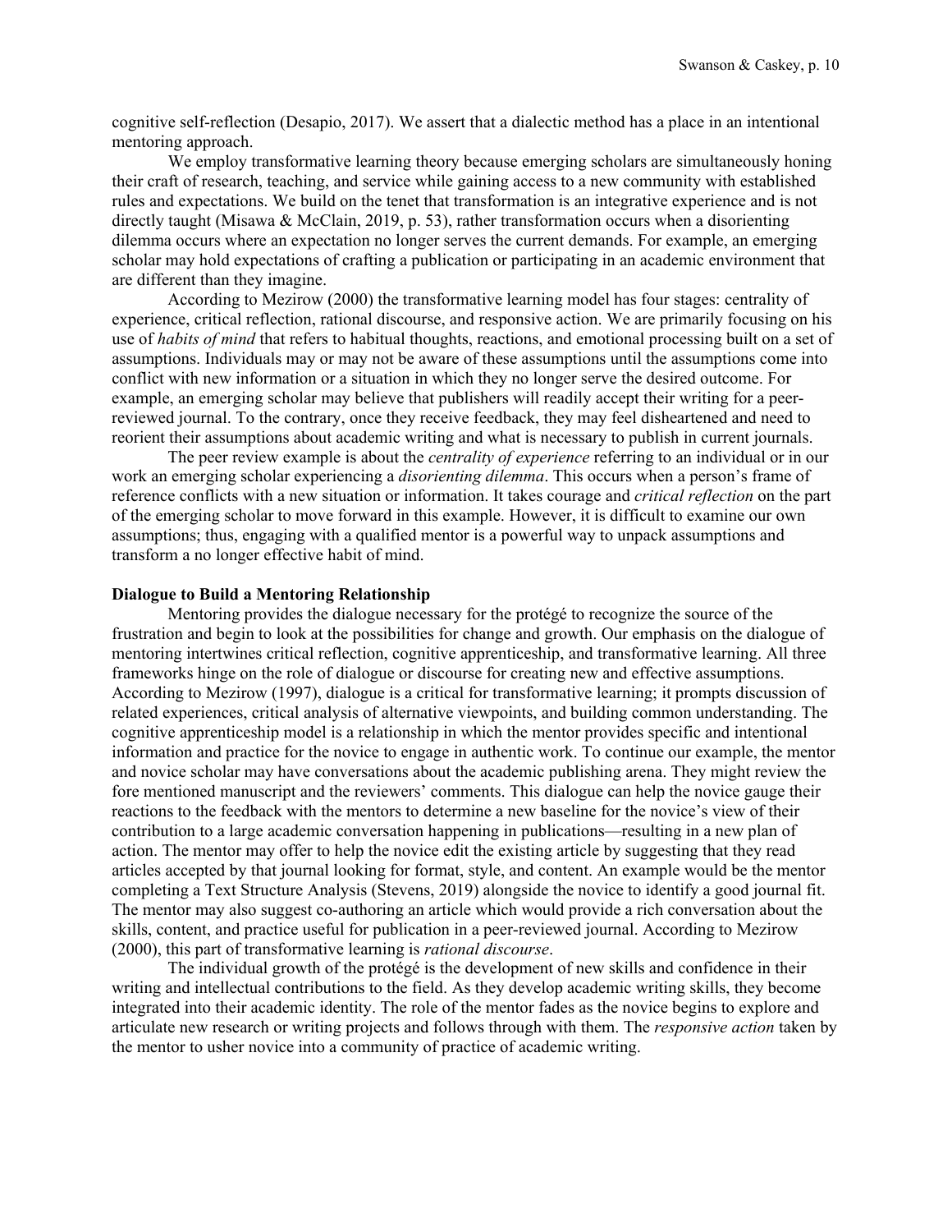cognitive self-reflection (Desapio, 2017). We assert that a dialectic method has a place in an intentional mentoring approach.

We employ transformative learning theory because emerging scholars are simultaneously honing their craft of research, teaching, and service while gaining access to a new community with established rules and expectations. We build on the tenet that transformation is an integrative experience and is not directly taught (Misawa & McClain, 2019, p. 53), rather transformation occurs when a disorienting dilemma occurs where an expectation no longer serves the current demands. For example, an emerging scholar may hold expectations of crafting a publication or participating in an academic environment that are different than they imagine.

According to Mezirow (2000) the transformative learning model has four stages: centrality of experience, critical reflection, rational discourse, and responsive action. We are primarily focusing on his use of *habits of mind* that refers to habitual thoughts, reactions, and emotional processing built on a set of assumptions. Individuals may or may not be aware of these assumptions until the assumptions come into conflict with new information or a situation in which they no longer serve the desired outcome. For example, an emerging scholar may believe that publishers will readily accept their writing for a peer-reviewed journal. To the contrary, once they receive feedback, they may feel disheartened and need to reorient their assumptions about academic writing and what is necessary to publish in current journals.

The peer review example is about the *centrality of experience* referring to an individual or in our work an emerging scholar experiencing a *disorienting dilemma*. This occurs when a person's frame of reference conflicts with a new situation or information. It takes courage and *critical reflection* on the part of the emerging scholar to move forward in this example. However, it is difficult to examine our own assumptions; thus, engaging with a qualified mentor is a powerful way to unpack assumptions and transform a no longer effective habit of mind.

**Dialogue to Build a Mentoring Relationship**

Mentoring provides the dialogue necessary for the protégé to recognize the source of the frustration and begin to look at the possibilities for change and growth. Our emphasis on the dialogue of mentoring intertwines critical reflection, cognitive apprenticeship, and transformative learning. All three frameworks hinge on the role of dialogue or discourse for creating new and effective assumptions. According to Mezirow (1997), dialogue is a critical for transformative learning; it prompts discussion of related experiences, critical analysis of alternative viewpoints, and building common understanding. The cognitive apprenticeship model is a relationship in which the mentor provides specific and intentional information and practice for the novice to engage in authentic work. To continue our example, the mentor and novice scholar may have conversations about the academic publishing arena. They might review the fore mentioned manuscript and the reviewers' comments. This dialogue can help the novice gauge their reactions to the feedback with the mentors to determine a new baseline for the novice's view of their contribution to a large academic conversation happening in publications—resulting in a new plan of action. The mentor may offer to help the novice edit the existing article by suggesting that they read articles accepted by that journal looking for format, style, and content. An example would be the mentor completing a Text Structure Analysis (Stevens, 2019) alongside the novice to identify a good journal fit. The mentor may also suggest co-authoring an article which would provide a rich conversation about the skills, content, and practice useful for publication in a peer-reviewed journal. According to Mezirow (2000), this part of transformative learning is *rational discourse*.

The individual growth of the protégé is the development of new skills and confidence in their writing and intellectual contributions to the field. As they develop academic writing skills, they become integrated into their academic identity. The role of the mentor fades as the novice begins to explore and articulate new research or writing projects and follows through with them. The *responsive action* taken by the mentor to usher novice into a community of practice of academic writing.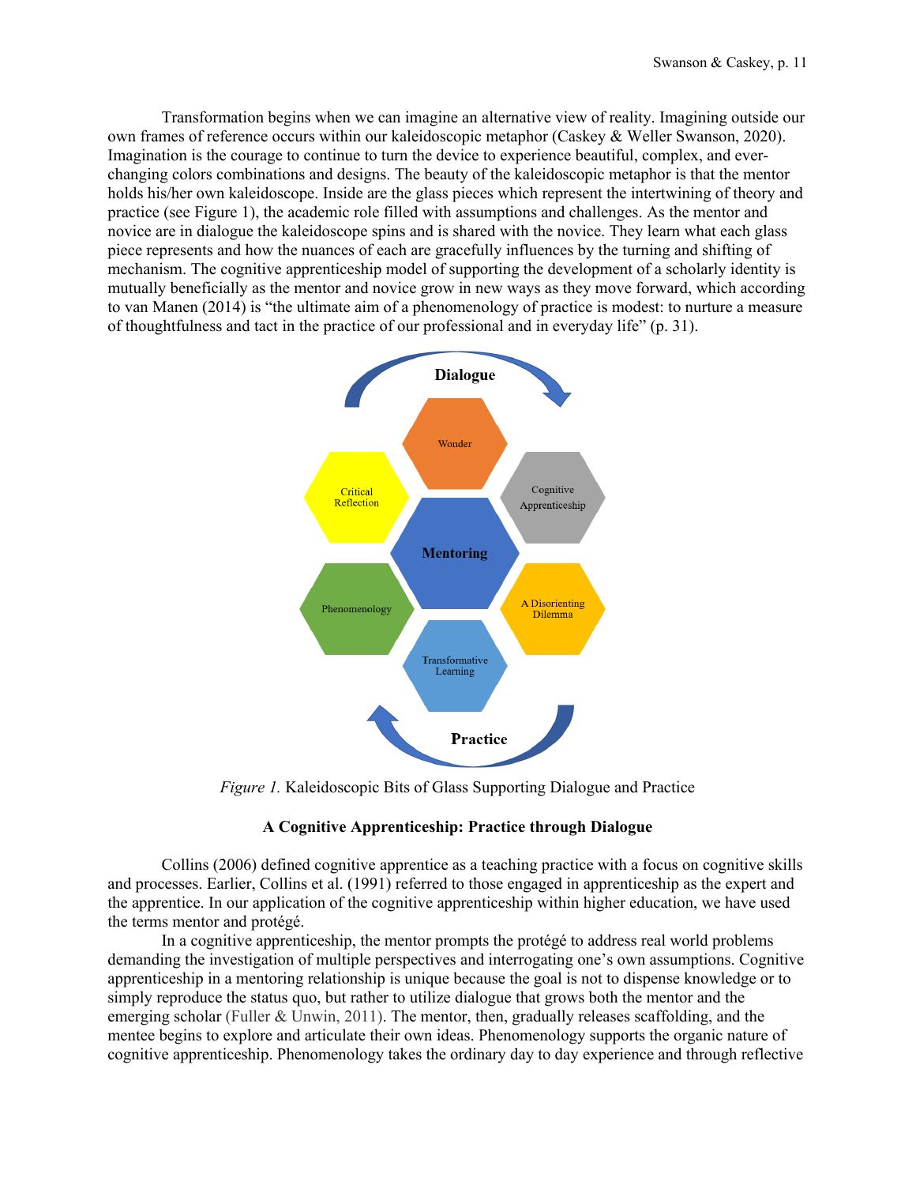Transformation begins when we can imagine an alternative view of reality. Imagining outside our own frames of reference occurs within our kaleidoscopic metaphor (Caskey & Weller Swanson, 2020). Imagination is the courage to continue to turn the device to experience beautiful, complex, and ever-changing colors combinations and designs. The beauty of the kaleidoscopic metaphor is that the mentor holds his/her own kaleidoscope. Inside are the glass pieces which represent the intertwining of theory and practice (see Figure 1), the academic role filled with assumptions and challenges. As the mentor and novice are in dialogue the kaleidoscope spins and is shared with the novice. They learn what each glass piece represents and how the nuances of each are gracefully influences by the turning and shifting of mechanism. The cognitive apprenticeship model of supporting the development of a scholarly identity is mutually beneficially as the mentor and novice grow in new ways as they move forward, which according to van Manen (2014) is "the ultimate aim of a phenomenology of practice is modest: to nurture a measure of thoughtfulness and tact in the practice of our professional and in everyday life" (p. 31).

Dialogue

Wonder

Critical Reflection

Cognitive Apprenticeship

Mentoring

Phenomenology

A Disorienting Dilemma

Transformative Learning

Practice

*Figure 1.* Kaleidoscopic Bits of Glass Supporting Dialogue and Practice

**A Cognitive Apprenticeship: Practice through Dialogue**

Collins (2006) defined cognitive apprentice as a teaching practice with a focus on cognitive skills and processes. Earlier, Collins et al. (1991) referred to those engaged in apprenticeship as the expert and the apprentice. In our application of the cognitive apprenticeship within higher education, we have used the terms mentor and protégé.

In a cognitive apprenticeship, the mentor prompts the protégé to address real world problems demanding the investigation of multiple perspectives and interrogating one's own assumptions. Cognitive apprenticeship in a mentoring relationship is unique because the goal is not to dispense knowledge or to simply reproduce the status quo, but rather to utilize dialogue that grows both the mentor and the emerging scholar (Fuller & Unwin, 2011). The mentor, then, gradually releases scaffolding, and the mentee begins to explore and articulate their own ideas. Phenomenology supports the organic nature of cognitive apprenticeship. Phenomenology takes the ordinary day to day experience and through reflective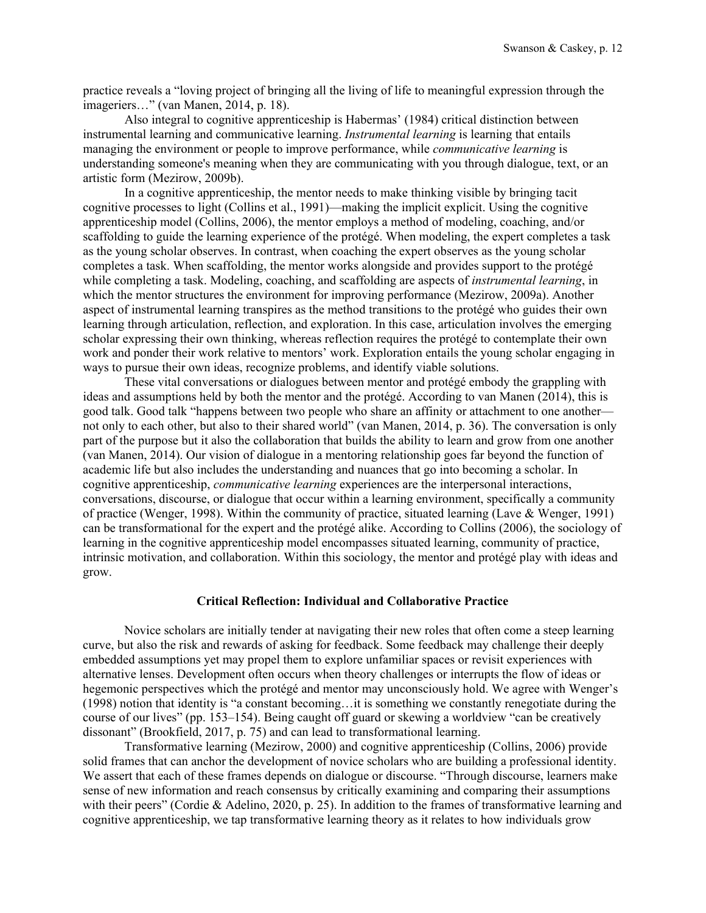practice reveals a "loving project of bringing all the living of life to meaningful expression through the imageriers…" (van Manen, 2014, p. 18).

Also integral to cognitive apprenticeship is Habermas' (1984) critical distinction between instrumental learning and communicative learning. *Instrumental learning* is learning that entails managing the environment or people to improve performance, while *communicative learning* is understanding someone's meaning when they are communicating with you through dialogue, text, or an artistic form (Mezirow, 2009b).

In a cognitive apprenticeship, the mentor needs to make thinking visible by bringing tacit cognitive processes to light (Collins et al., 1991)—making the implicit explicit. Using the cognitive apprenticeship model (Collins, 2006), the mentor employs a method of modeling, coaching, and/or scaffolding to guide the learning experience of the protégé. When modeling, the expert completes a task as the young scholar observes. In contrast, when coaching the expert observes as the young scholar completes a task. When scaffolding, the mentor works alongside and provides support to the protégé while completing a task. Modeling, coaching, and scaffolding are aspects of *instrumental learning*, in which the mentor structures the environment for improving performance (Mezirow, 2009a). Another aspect of instrumental learning transpires as the method transitions to the protégé who guides their own learning through articulation, reflection, and exploration. In this case, articulation involves the emerging scholar expressing their own thinking, whereas reflection requires the protégé to contemplate their own work and ponder their work relative to mentors' work. Exploration entails the young scholar engaging in ways to pursue their own ideas, recognize problems, and identify viable solutions.

These vital conversations or dialogues between mentor and protégé embody the grappling with ideas and assumptions held by both the mentor and the protégé. According to van Manen (2014), this is good talk. Good talk "happens between two people who share an affinity or attachment to one another—not only to each other, but also to their shared world" (van Manen, 2014, p. 36). The conversation is only part of the purpose but it also the collaboration that builds the ability to learn and grow from one another (van Manen, 2014). Our vision of dialogue in a mentoring relationship goes far beyond the function of academic life but also includes the understanding and nuances that go into becoming a scholar. In cognitive apprenticeship, *communicative learning* experiences are the interpersonal interactions, conversations, discourse, or dialogue that occur within a learning environment, specifically a community of practice (Wenger, 1998). Within the community of practice, situated learning (Lave & Wenger, 1991) can be transformational for the expert and the protégé alike. According to Collins (2006), the sociology of learning in the cognitive apprenticeship model encompasses situated learning, community of practice, intrinsic motivation, and collaboration. Within this sociology, the mentor and protégé play with ideas and grow.

## Critical Reflection: Individual and Collaborative Practice

Novice scholars are initially tender at navigating their new roles that often come a steep learning curve, but also the risk and rewards of asking for feedback. Some feedback may challenge their deeply embedded assumptions yet may propel them to explore unfamiliar spaces or revisit experiences with alternative lenses. Development often occurs when theory challenges or interrupts the flow of ideas or hegemonic perspectives which the protégé and mentor may unconsciously hold. We agree with Wenger's (1998) notion that identity is "a constant becoming…it is something we constantly renegotiate during the course of our lives" (pp. 153–154). Being caught off guard or skewing a worldview "can be creatively dissonant" (Brookfield, 2017, p. 75) and can lead to transformational learning.

Transformative learning (Mezirow, 2000) and cognitive apprenticeship (Collins, 2006) provide solid frames that can anchor the development of novice scholars who are building a professional identity. We assert that each of these frames depends on dialogue or discourse. "Through discourse, learners make sense of new information and reach consensus by critically examining and comparing their assumptions with their peers" (Cordie & Adelino, 2020, p. 25). In addition to the frames of transformative learning and cognitive apprenticeship, we tap transformative learning theory as it relates to how individuals grow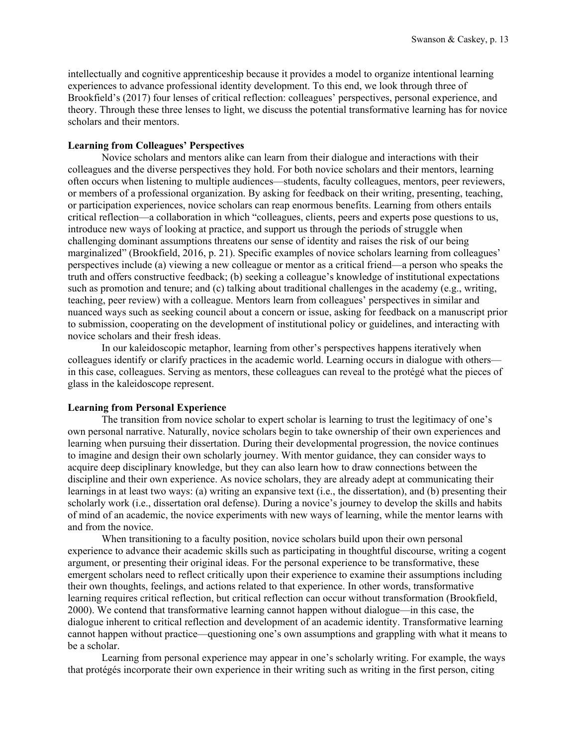intellectually and cognitive apprenticeship because it provides a model to organize intentional learning experiences to advance professional identity development. To this end, we look through three of Brookfield's (2017) four lenses of critical reflection: colleagues' perspectives, personal experience, and theory. Through these three lenses to light, we discuss the potential transformative learning has for novice scholars and their mentors.

**Learning from Colleagues' Perspectives**

Novice scholars and mentors alike can learn from their dialogue and interactions with their colleagues and the diverse perspectives they hold. For both novice scholars and their mentors, learning often occurs when listening to multiple audiences—students, faculty colleagues, mentors, peer reviewers, or members of a professional organization. By asking for feedback on their writing, presenting, teaching, or participation experiences, novice scholars can reap enormous benefits. Learning from others entails critical reflection—a collaboration in which "colleagues, clients, peers and experts pose questions to us, introduce new ways of looking at practice, and support us through the periods of struggle when challenging dominant assumptions threatens our sense of identity and raises the risk of our being marginalized" (Brookfield, 2016, p. 21). Specific examples of novice scholars learning from colleagues' perspectives include (a) viewing a new colleague or mentor as a critical friend—a person who speaks the truth and offers constructive feedback; (b) seeking a colleague's knowledge of institutional expectations such as promotion and tenure; and (c) talking about traditional challenges in the academy (e.g., writing, teaching, peer review) with a colleague. Mentors learn from colleagues' perspectives in similar and nuanced ways such as seeking council about a concern or issue, asking for feedback on a manuscript prior to submission, cooperating on the development of institutional policy or guidelines, and interacting with novice scholars and their fresh ideas.

In our kaleidoscopic metaphor, learning from other's perspectives happens iteratively when colleagues identify or clarify practices in the academic world. Learning occurs in dialogue with others—in this case, colleagues. Serving as mentors, these colleagues can reveal to the protégé what the pieces of glass in the kaleidoscope represent.

**Learning from Personal Experience**

The transition from novice scholar to expert scholar is learning to trust the legitimacy of one's own personal narrative. Naturally, novice scholars begin to take ownership of their own experiences and learning when pursuing their dissertation. During their developmental progression, the novice continues to imagine and design their own scholarly journey. With mentor guidance, they can consider ways to acquire deep disciplinary knowledge, but they can also learn how to draw connections between the discipline and their own experience. As novice scholars, they are already adept at communicating their learnings in at least two ways: (a) writing an expansive text (i.e., the dissertation), and (b) presenting their scholarly work (i.e., dissertation oral defense). During a novice's journey to develop the skills and habits of mind of an academic, the novice experiments with new ways of learning, while the mentor learns with and from the novice.

When transitioning to a faculty position, novice scholars build upon their own personal experience to advance their academic skills such as participating in thoughtful discourse, writing a cogent argument, or presenting their original ideas. For the personal experience to be transformative, these emergent scholars need to reflect critically upon their experience to examine their assumptions including their own thoughts, feelings, and actions related to that experience. In other words, transformative learning requires critical reflection, but critical reflection can occur without transformation (Brookfield, 2000). We contend that transformative learning cannot happen without dialogue—in this case, the dialogue inherent to critical reflection and development of an academic identity. Transformative learning cannot happen without practice—questioning one's own assumptions and grappling with what it means to be a scholar.

Learning from personal experience may appear in one's scholarly writing. For example, the ways that protégés incorporate their own experience in their writing such as writing in the first person, citing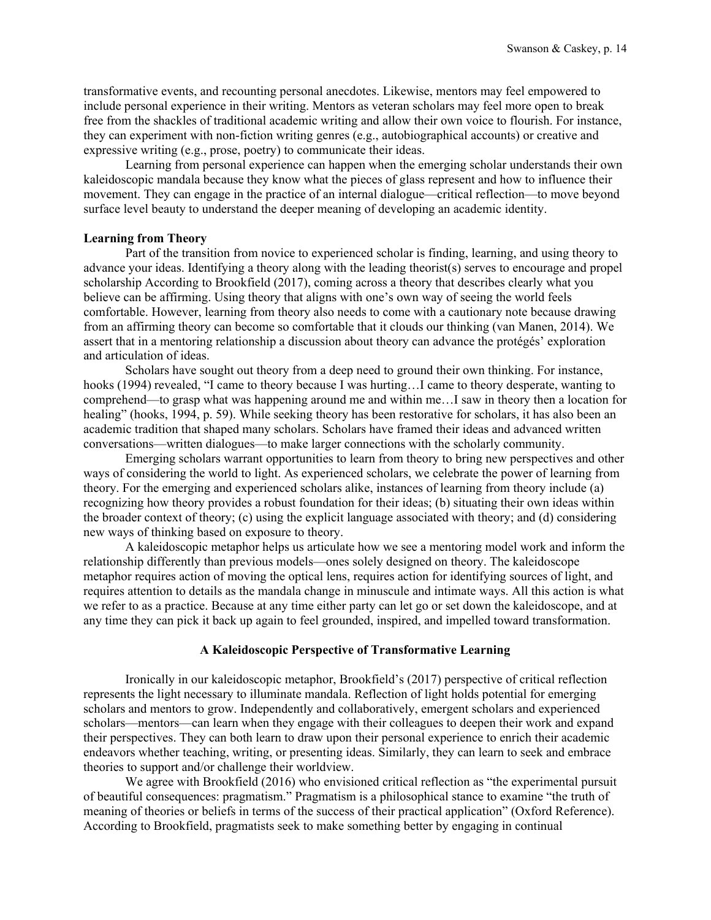transformative events, and recounting personal anecdotes. Likewise, mentors may feel empowered to include personal experience in their writing. Mentors as veteran scholars may feel more open to break free from the shackles of traditional academic writing and allow their own voice to flourish. For instance, they can experiment with non-fiction writing genres (e.g., autobiographical accounts) or creative and expressive writing (e.g., prose, poetry) to communicate their ideas.

Learning from personal experience can happen when the emerging scholar understands their own kaleidoscopic mandala because they know what the pieces of glass represent and how to influence their movement. They can engage in the practice of an internal dialogue—critical reflection—to move beyond surface level beauty to understand the deeper meaning of developing an academic identity.

**Learning from Theory**

Part of the transition from novice to experienced scholar is finding, learning, and using theory to advance your ideas. Identifying a theory along with the leading theorist(s) serves to encourage and propel scholarship According to Brookfield (2017), coming across a theory that describes clearly what you believe can be affirming. Using theory that aligns with one's own way of seeing the world feels comfortable. However, learning from theory also needs to come with a cautionary note because drawing from an affirming theory can become so comfortable that it clouds our thinking (van Manen, 2014). We assert that in a mentoring relationship a discussion about theory can advance the protégés' exploration and articulation of ideas.

Scholars have sought out theory from a deep need to ground their own thinking. For instance, hooks (1994) revealed, "I came to theory because I was hurting…I came to theory desperate, wanting to comprehend—to grasp what was happening around me and within me…I saw in theory then a location for healing" (hooks, 1994, p. 59). While seeking theory has been restorative for scholars, it has also been an academic tradition that shaped many scholars. Scholars have framed their ideas and advanced written conversations—written dialogues—to make larger connections with the scholarly community.

Emerging scholars warrant opportunities to learn from theory to bring new perspectives and other ways of considering the world to light. As experienced scholars, we celebrate the power of learning from theory. For the emerging and experienced scholars alike, instances of learning from theory include (a) recognizing how theory provides a robust foundation for their ideas; (b) situating their own ideas within the broader context of theory; (c) using the explicit language associated with theory; and (d) considering new ways of thinking based on exposure to theory.

A kaleidoscopic metaphor helps us articulate how we see a mentoring model work and inform the relationship differently than previous models—ones solely designed on theory. The kaleidoscope metaphor requires action of moving the optical lens, requires action for identifying sources of light, and requires attention to details as the mandala change in minuscule and intimate ways. All this action is what we refer to as a practice. Because at any time either party can let go or set down the kaleidoscope, and at any time they can pick it back up again to feel grounded, inspired, and impelled toward transformation.

## A Kaleidoscopic Perspective of Transformative Learning

Ironically in our kaleidoscopic metaphor, Brookfield's (2017) perspective of critical reflection represents the light necessary to illuminate mandala. Reflection of light holds potential for emerging scholars and mentors to grow. Independently and collaboratively, emergent scholars and experienced scholars—mentors—can learn when they engage with their colleagues to deepen their work and expand their perspectives. They can both learn to draw upon their personal experience to enrich their academic endeavors whether teaching, writing, or presenting ideas. Similarly, they can learn to seek and embrace theories to support and/or challenge their worldview.

We agree with Brookfield (2016) who envisioned critical reflection as "the experimental pursuit of beautiful consequences: pragmatism." Pragmatism is a philosophical stance to examine "the truth of meaning of theories or beliefs in terms of the success of their practical application" (Oxford Reference). According to Brookfield, pragmatists seek to make something better by engaging in continual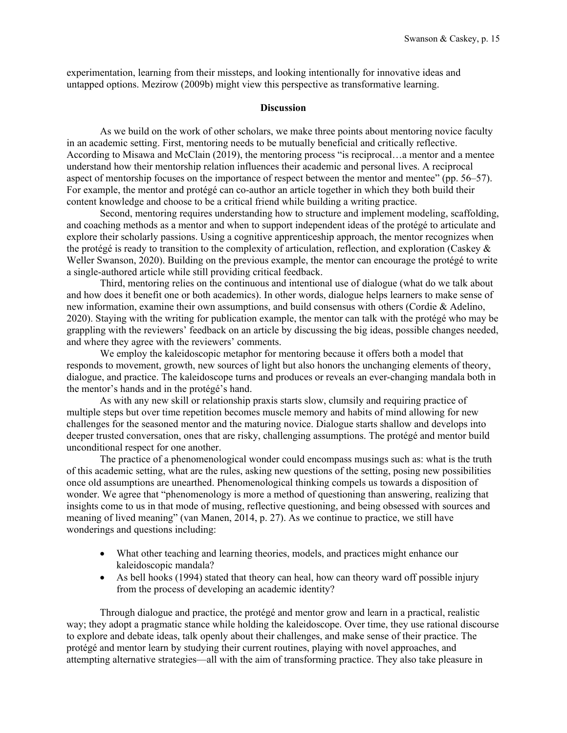experimentation, learning from their missteps, and looking intentionally for innovative ideas and untapped options. Mezirow (2009b) might view this perspective as transformative learning.

## Discussion

As we build on the work of other scholars, we make three points about mentoring novice faculty in an academic setting. First, mentoring needs to be mutually beneficial and critically reflective. According to Misawa and McClain (2019), the mentoring process "is reciprocal…a mentor and a mentee understand how their mentorship relation influences their academic and personal lives. A reciprocal aspect of mentorship focuses on the importance of respect between the mentor and mentee" (pp. 56–57). For example, the mentor and protégé can co-author an article together in which they both build their content knowledge and choose to be a critical friend while building a writing practice.

Second, mentoring requires understanding how to structure and implement modeling, scaffolding, and coaching methods as a mentor and when to support independent ideas of the protégé to articulate and explore their scholarly passions. Using a cognitive apprenticeship approach, the mentor recognizes when the protégé is ready to transition to the complexity of articulation, reflection, and exploration (Caskey & Weller Swanson, 2020). Building on the previous example, the mentor can encourage the protégé to write a single-authored article while still providing critical feedback.

Third, mentoring relies on the continuous and intentional use of dialogue (what do we talk about and how does it benefit one or both academics). In other words, dialogue helps learners to make sense of new information, examine their own assumptions, and build consensus with others (Cordie & Adelino, 2020). Staying with the writing for publication example, the mentor can talk with the protégé who may be grappling with the reviewers' feedback on an article by discussing the big ideas, possible changes needed, and where they agree with the reviewers' comments.

We employ the kaleidoscopic metaphor for mentoring because it offers both a model that responds to movement, growth, new sources of light but also honors the unchanging elements of theory, dialogue, and practice. The kaleidoscope turns and produces or reveals an ever-changing mandala both in the mentor's hands and in the protégé's hand.

As with any new skill or relationship praxis starts slow, clumsily and requiring practice of multiple steps but over time repetition becomes muscle memory and habits of mind allowing for new challenges for the seasoned mentor and the maturing novice. Dialogue starts shallow and develops into deeper trusted conversation, ones that are risky, challenging assumptions. The protégé and mentor build unconditional respect for one another.

The practice of a phenomenological wonder could encompass musings such as: what is the truth of this academic setting, what are the rules, asking new questions of the setting, posing new possibilities once old assumptions are unearthed. Phenomenological thinking compels us towards a disposition of wonder. We agree that "phenomenology is more a method of questioning than answering, realizing that insights come to us in that mode of musing, reflective questioning, and being obsessed with sources and meaning of lived meaning" (van Manen, 2014, p. 27). As we continue to practice, we still have wonderings and questions including:

- What other teaching and learning theories, models, and practices might enhance our kaleidoscopic mandala?
- As bell hooks (1994) stated that theory can heal, how can theory ward off possible injury from the process of developing an academic identity?

Through dialogue and practice, the protégé and mentor grow and learn in a practical, realistic way; they adopt a pragmatic stance while holding the kaleidoscope. Over time, they use rational discourse to explore and debate ideas, talk openly about their challenges, and make sense of their practice. The protégé and mentor learn by studying their current routines, playing with novel approaches, and attempting alternative strategies—all with the aim of transforming practice. They also take pleasure in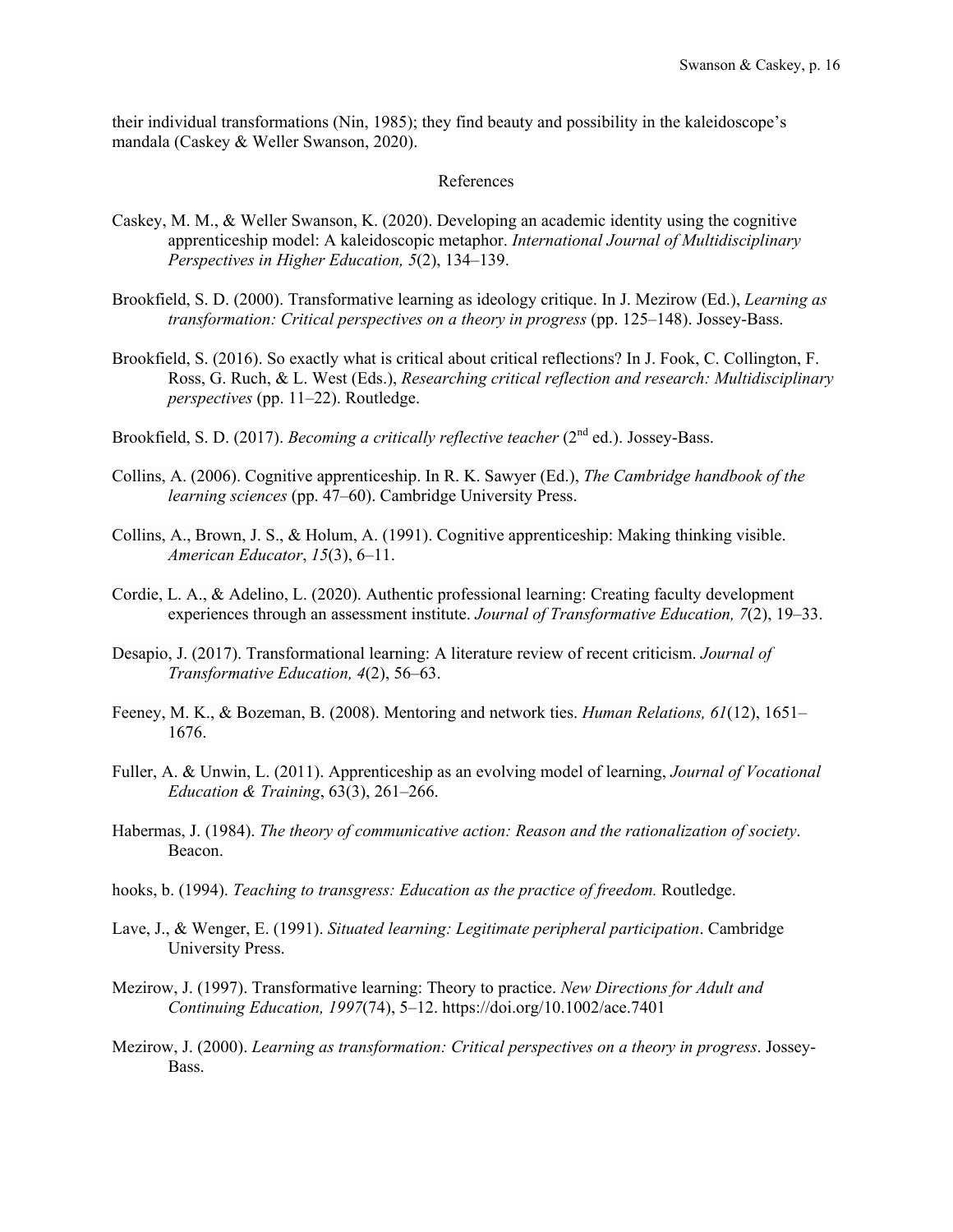their individual transformations (Nin, 1985); they find beauty and possibility in the kaleidoscope's mandala (Caskey & Weller Swanson, 2020).

## References

Caskey, M. M., & Weller Swanson, K. (2020). Developing an academic identity using the cognitive apprenticeship model: A kaleidoscopic metaphor. *International Journal of Multidisciplinary Perspectives in Higher Education, 5*(2), 134–139.

Brookfield, S. D. (2000). Transformative learning as ideology critique. In J. Mezirow (Ed.), *Learning as transformation: Critical perspectives on a theory in progress* (pp. 125–148). Jossey-Bass.

Brookfield, S. (2016). So exactly what is critical about critical reflections? In J. Fook, C. Collington, F. Ross, G. Ruch, & L. West (Eds.), *Researching critical reflection and research: Multidisciplinary perspectives* (pp. 11–22). Routledge.

Brookfield, S. D. (2017). *Becoming a critically reflective teacher* (2nd ed.). Jossey-Bass.

Collins, A. (2006). Cognitive apprenticeship. In R. K. Sawyer (Ed.), *The Cambridge handbook of the learning sciences* (pp. 47–60). Cambridge University Press.

Collins, A., Brown, J. S., & Holum, A. (1991). Cognitive apprenticeship: Making thinking visible. *American Educator*, *15*(3), 6–11.

Cordie, L. A., & Adelino, L. (2020). Authentic professional learning: Creating faculty development experiences through an assessment institute. *Journal of Transformative Education, 7*(2), 19–33.

Desapio, J. (2017). Transformational learning: A literature review of recent criticism. *Journal of Transformative Education, 4*(2), 56–63.

Feeney, M. K., & Bozeman, B. (2008). Mentoring and network ties. *Human Relations, 61*(12), 1651–1676.

Fuller, A. & Unwin, L. (2011). Apprenticeship as an evolving model of learning, *Journal of Vocational Education & Training*, 63(3), 261–266.

Habermas, J. (1984). *The theory of communicative action: Reason and the rationalization of society*. Beacon.

hooks, b. (1994). *Teaching to transgress: Education as the practice of freedom.* Routledge.

Lave, J., & Wenger, E. (1991). *Situated learning: Legitimate peripheral participation*. Cambridge University Press.

Mezirow, J. (1997). Transformative learning: Theory to practice. *New Directions for Adult and Continuing Education, 1997*(74), 5–12. https://doi.org/10.1002/ace.7401

Mezirow, J. (2000). *Learning as transformation: Critical perspectives on a theory in progress*. Jossey-Bass.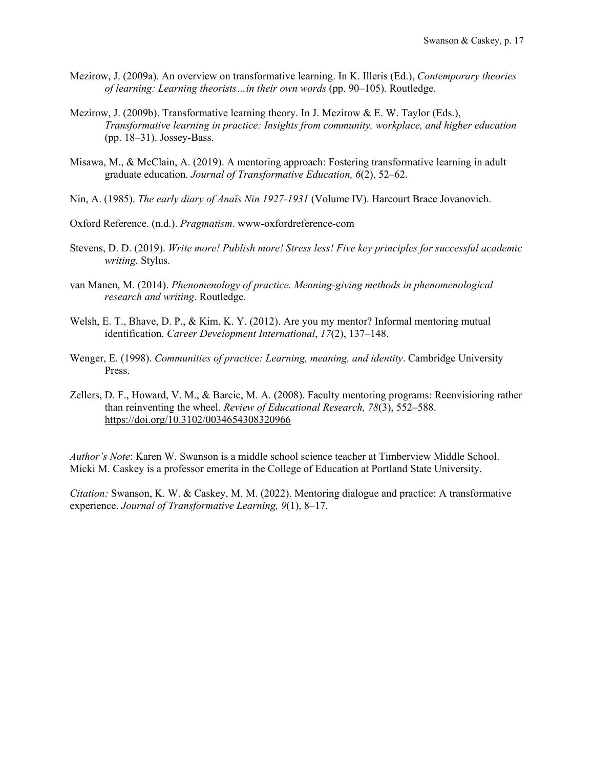Mezirow, J. (2009a). An overview on transformative learning. In K. Illeris (Ed.), *Contemporary theories of learning: Learning theorists…in their own words* (pp. 90–105). Routledge.

Mezirow, J. (2009b). Transformative learning theory. In J. Mezirow & E. W. Taylor (Eds.), *Transformative learning in practice: Insights from community, workplace, and higher education* (pp. 18–31). Jossey-Bass.

Misawa, M., & McClain, A. (2019). A mentoring approach: Fostering transformative learning in adult graduate education. *Journal of Transformative Education, 6*(2), 52–62.

Nin, A. (1985). *The early diary of Anaïs Nin 1927-1931* (Volume IV). Harcourt Brace Jovanovich.

Oxford Reference. (n.d.). *Pragmatism*. www-oxfordreference-com

Stevens, D. D. (2019). *Write more! Publish more! Stress less! Five key principles for successful academic writing*. Stylus.

van Manen, M. (2014). *Phenomenology of practice. Meaning-giving methods in phenomenological research and writing*. Routledge.

Welsh, E. T., Bhave, D. P., & Kim, K. Y. (2012). Are you my mentor? Informal mentoring mutual identification. *Career Development International*, *17*(2), 137–148.

Wenger, E. (1998). *Communities of practice: Learning, meaning, and identity*. Cambridge University Press.

Zellers, D. F., Howard, V. M., & Barcic, M. A. (2008). Faculty mentoring programs: Reenvisioring rather than reinventing the wheel. *Review of Educational Research, 78*(3), 552–588. https://doi.org/10.3102/0034654308320966

*Author's Note*: Karen W. Swanson is a middle school science teacher at Timberview Middle School. Micki M. Caskey is a professor emerita in the College of Education at Portland State University.

*Citation:* Swanson, K. W. & Caskey, M. M. (2022). Mentoring dialogue and practice: A transformative experience. *Journal of Transformative Learning, 9*(1), 8–17.